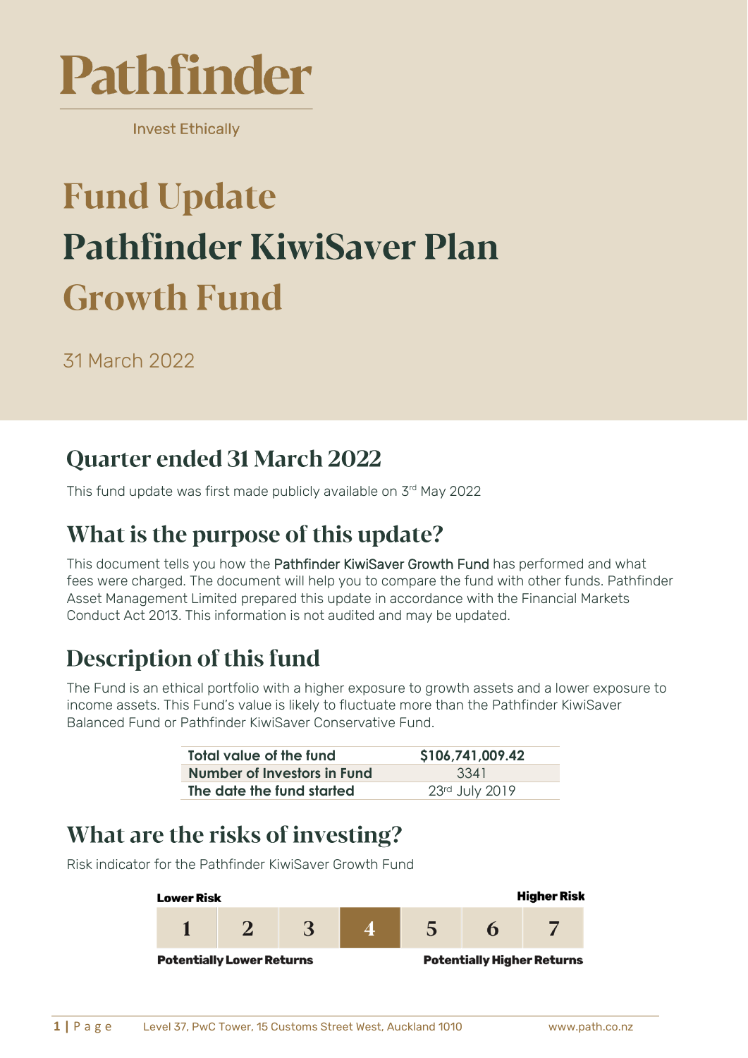Pathfinder

Invest Ethically

# Fund Update

# Pathfinder KiwiSaver Plan

# Growth Fund

31 March 2022

## Quarter ended 31 March 2022

This fund update was first made publicly available on 3rd May 2022

## What is the purpose of this update?

This document tells you how the Pathfinder KiwiSaver Growth Fund has performed and what fees were charged. The document will help you to compare the fund with other funds. Pathfinder Asset Management Limited prepared this update in accordance with the Financial Markets Conduct Act 2013. This information is not audited and may be updated.

## Description of this fund

The Fund is an ethical portfolio with a higher exposure to growth assets and a lower exposure to income assets. This Fund's value is likely to fluctuate more than the Pathfinder KiwiSaver Balanced Fund or Pathfinder KiwiSaver Conservative Fund.

| | |
|---|---|
| **Total value of the fund** | **$106,741,009.42** |
| **Number of Investors in Fund** | 3341 |
| **The date the fund started** | 23rd July 2019 |

## What are the risks of investing?

Risk indicator for the Pathfinder KiwiSaver Growth Fund

**Lower Risk** — **Higher Risk**

| 1 | 2 | 3 | **4** | 5 | 6 | 7 |
|---|---|---|---|---|---|---|

**Potentially Lower Returns** — **Potentially Higher Returns**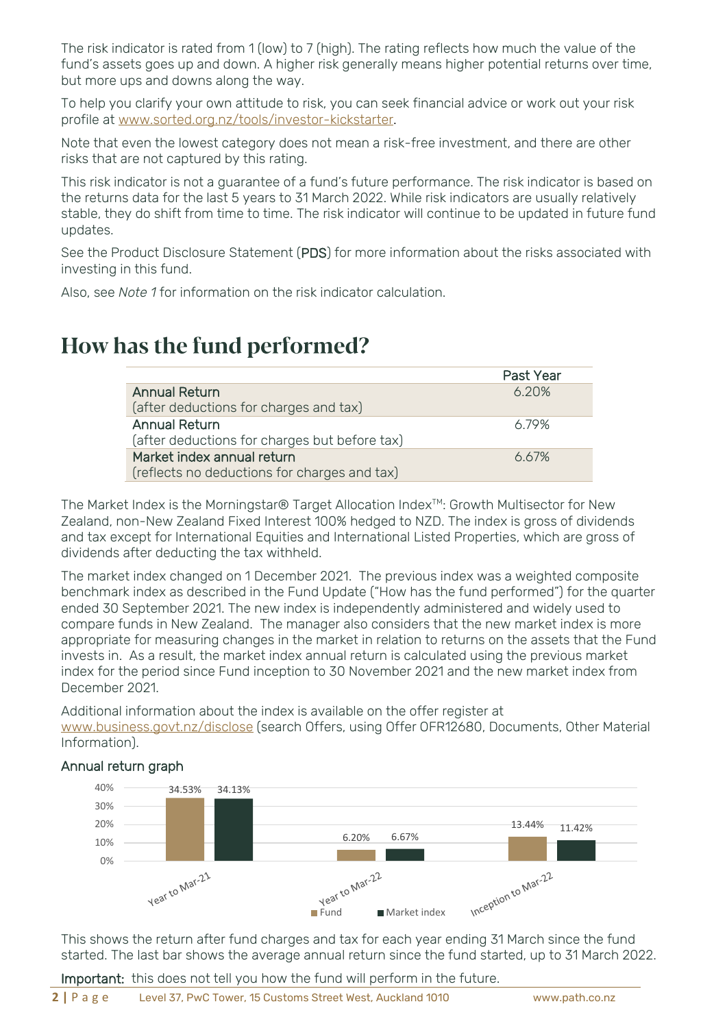The risk indicator is rated from 1 (low) to 7 (high). The rating reflects how much the value of the fund's assets goes up and down. A higher risk generally means higher potential returns over time, but more ups and downs along the way.

To help you clarify your own attitude to risk, you can seek financial advice or work out your risk profile at www.sorted.org.nz/tools/investor-kickstarter.

Note that even the lowest category does not mean a risk-free investment, and there are other risks that are not captured by this rating.

This risk indicator is not a guarantee of a fund's future performance. The risk indicator is based on the returns data for the last 5 years to 31 March 2022. While risk indicators are usually relatively stable, they do shift from time to time. The risk indicator will continue to be updated in future fund updates.

See the Product Disclosure Statement (**PDS**) for more information about the risks associated with investing in this fund.

Also, see *Note 1* for information on the risk indicator calculation.

# How has the fund performed?

| | Past Year |
|---|---|
| Annual Return<br>(after deductions for charges and tax) | 6.20% |
| Annual Return<br>(after deductions for charges but before tax) | 6.79% |
| Market index annual return<br>(reflects no deductions for charges and tax) | 6.67% |

The Market Index is the Morningstar® Target Allocation Index™: Growth Multisector for New Zealand, non-New Zealand Fixed Interest 100% hedged to NZD. The index is gross of dividends and tax except for International Equities and International Listed Properties, which are gross of dividends after deducting the tax withheld.

The market index changed on 1 December 2021. The previous index was a weighted composite benchmark index as described in the Fund Update ("How has the fund performed") for the quarter ended 30 September 2021. The new index is independently administered and widely used to compare funds in New Zealand. The manager also considers that the new market index is more appropriate for measuring changes in the market in relation to returns on the assets that the Fund invests in. As a result, the market index annual return is calculated using the previous market index for the period since Fund inception to 30 November 2021 and the new market index from December 2021.

Additional information about the index is available on the offer register at www.business.govt.nz/disclose (search Offers, using Offer OFR12680, Documents, Other Material Information).

### Annual return graph

| | Fund | Market index |
|---|---|---|
| Year to Mar-21 | 34.53% | 34.13% |
| Year to Mar-22 | 6.20% | 6.67% |
| Inception to Mar-22 | 13.44% | 11.42% |

This shows the return after fund charges and tax for each year ending 31 March since the fund started. The last bar shows the average annual return since the fund started, up to 31 March 2022.

**Important:** this does not tell you how the fund will perform in the future.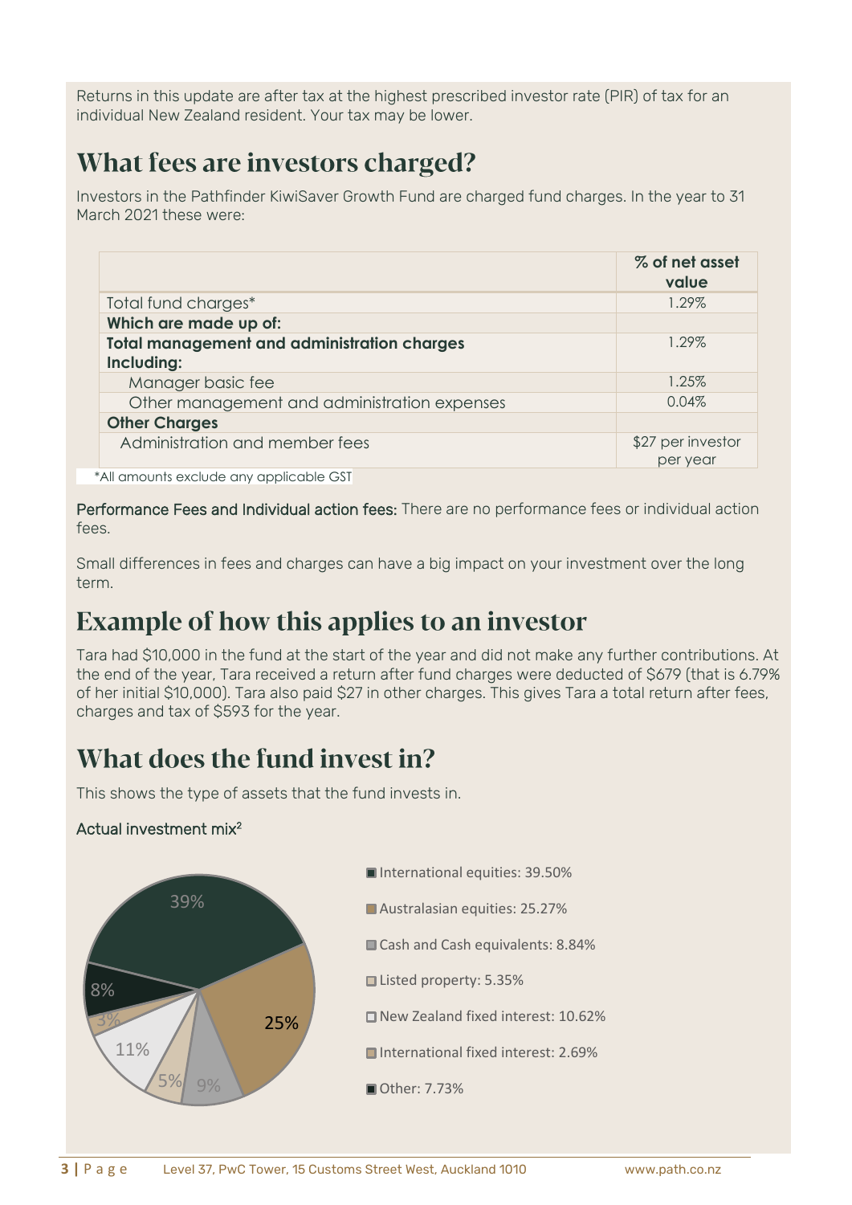Returns in this update are after tax at the highest prescribed investor rate (PIR) of tax for an individual New Zealand resident. Your tax may be lower.

## What fees are investors charged?

Investors in the Pathfinder KiwiSaver Growth Fund are charged fund charges. In the year to 31 March 2021 these were:

| | % of net asset value |
|---|---|
| Total fund charges* | 1.29% |
| **Which are made up of:** | |
| **Total management and administration charges Including:** | 1.29% |
| Manager basic fee | 1.25% |
| Other management and administration expenses | 0.04% |
| **Other Charges** | |
| Administration and member fees | $27 per investor per year |

*All amounts exclude any applicable GST

Performance Fees and Individual action fees: There are no performance fees or individual action fees.

Small differences in fees and charges can have a big impact on your investment over the long term.

## Example of how this applies to an investor

Tara had $10,000 in the fund at the start of the year and did not make any further contributions. At the end of the year, Tara received a return after fund charges were deducted of $679 (that is 6.79% of her initial $10,000). Tara also paid $27 in other charges. This gives Tara a total return after fees, charges and tax of $593 for the year.

## What does the fund invest in?

This shows the type of assets that the fund invests in.

Actual investment mix[2]

- International equities: 39.50%
- Australasian equities: 25.27%
- Cash and Cash equivalents: 8.84%
- Listed property: 5.35%
- New Zealand fixed interest: 10.62%
- International fixed interest: 2.69%
- Other: 7.73%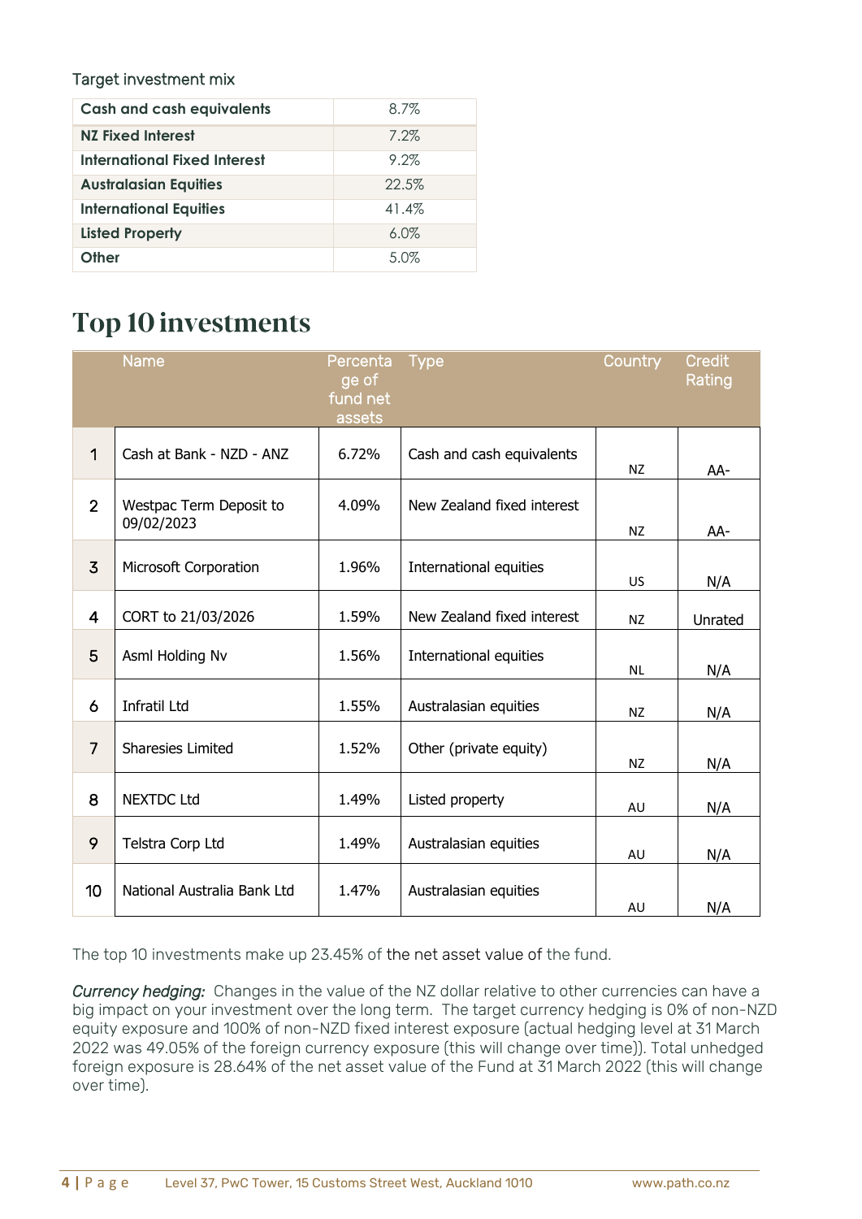Target investment mix

| Cash and cash equivalents | 8.7% |
|---|---|
| NZ Fixed Interest | 7.2% |
| International Fixed Interest | 9.2% |
| Australasian Equities | 22.5% |
| International Equities | 41.4% |
| Listed Property | 6.0% |
| Other | 5.0% |

# Top 10 investments

| | Name | Percentage of fund net assets | Type | Country | Credit Rating |
|---|---|---|---|---|---|
| 1 | Cash at Bank - NZD - ANZ | 6.72% | Cash and cash equivalents | NZ | AA- |
| 2 | Westpac Term Deposit to 09/02/2023 | 4.09% | New Zealand fixed interest | NZ | AA- |
| 3 | Microsoft Corporation | 1.96% | International equities | US | N/A |
| 4 | CORT to 21/03/2026 | 1.59% | New Zealand fixed interest | NZ | Unrated |
| 5 | Asml Holding Nv | 1.56% | International equities | NL | N/A |
| 6 | Infratil Ltd | 1.55% | Australasian equities | NZ | N/A |
| 7 | Sharesies Limited | 1.52% | Other (private equity) | NZ | N/A |
| 8 | NEXTDC Ltd | 1.49% | Listed property | AU | N/A |
| 9 | Telstra Corp Ltd | 1.49% | Australasian equities | AU | N/A |
| 10 | National Australia Bank Ltd | 1.47% | Australasian equities | AU | N/A |

The top 10 investments make up 23.45% of the net asset value of the fund.

*Currency hedging:* Changes in the value of the NZ dollar relative to other currencies can have a big impact on your investment over the long term. The target currency hedging is 0% of non-NZD equity exposure and 100% of non-NZD fixed interest exposure (actual hedging level at 31 March 2022 was 49.05% of the foreign currency exposure (this will change over time)). Total unhedged foreign exposure is 28.64% of the net asset value of the Fund at 31 March 2022 (this will change over time).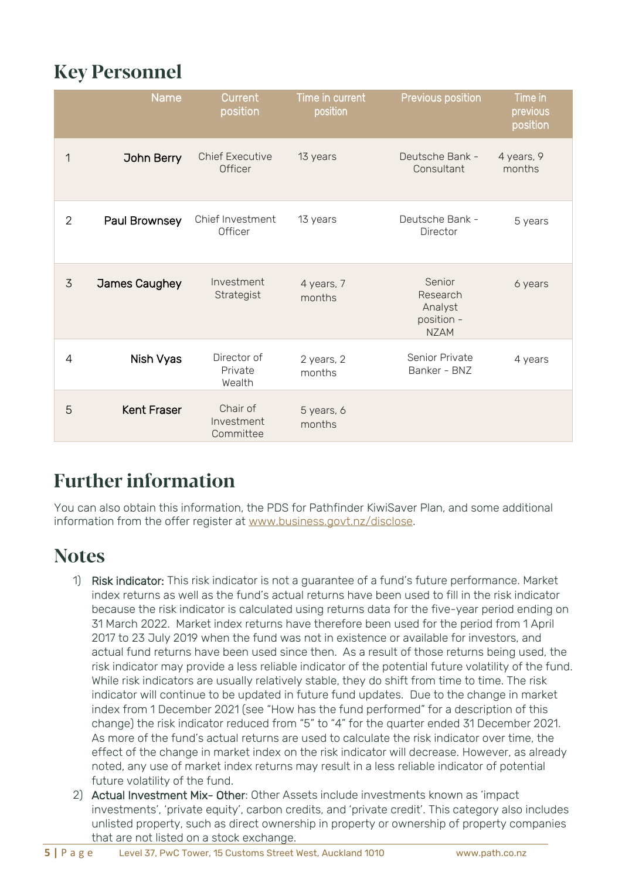# Key Personnel

| | Name | Current position | Time in current position | Previous position | Time in previous position |
|---|---|---|---|---|---|
| 1 | John Berry | Chief Executive Officer | 13 years | Deutsche Bank - Consultant | 4 years, 9 months |
| 2 | Paul Brownsey | Chief Investment Officer | 13 years | Deutsche Bank - Director | 5 years |
| 3 | James Caughey | Investment Strategist | 4 years, 7 months | Senior Research Analyst position - NZAM | 6 years |
| 4 | Nish Vyas | Director of Private Wealth | 2 years, 2 months | Senior Private Banker - BNZ | 4 years |
| 5 | Kent Fraser | Chair of Investment Committee | 5 years, 6 months | | |

# Further information

You can also obtain this information, the PDS for Pathfinder KiwiSaver Plan, and some additional information from the offer register at www.business.govt.nz/disclose.

# Notes

1) **Risk indicator:** This risk indicator is not a guarantee of a fund's future performance. Market index returns as well as the fund's actual returns have been used to fill in the risk indicator because the risk indicator is calculated using returns data for the five-year period ending on 31 March 2022. Market index returns have therefore been used for the period from 1 April 2017 to 23 July 2019 when the fund was not in existence or available for investors, and actual fund returns have been used since then. As a result of those returns being used, the risk indicator may provide a less reliable indicator of the potential future volatility of the fund. While risk indicators are usually relatively stable, they do shift from time to time. The risk indicator will continue to be updated in future fund updates. Due to the change in market index from 1 December 2021 (see "How has the fund performed" for a description of this change) the risk indicator reduced from "5" to "4" for the quarter ended 31 December 2021. As more of the fund's actual returns are used to calculate the risk indicator over time, the effect of the change in market index on the risk indicator will decrease. However, as already noted, any use of market index returns may result in a less reliable indicator of potential future volatility of the fund.
2) **Actual Investment Mix- Other**: Other Assets include investments known as 'impact investments', 'private equity', carbon credits, and 'private credit'. This category also includes unlisted property, such as direct ownership in property or ownership of property companies that are not listed on a stock exchange.